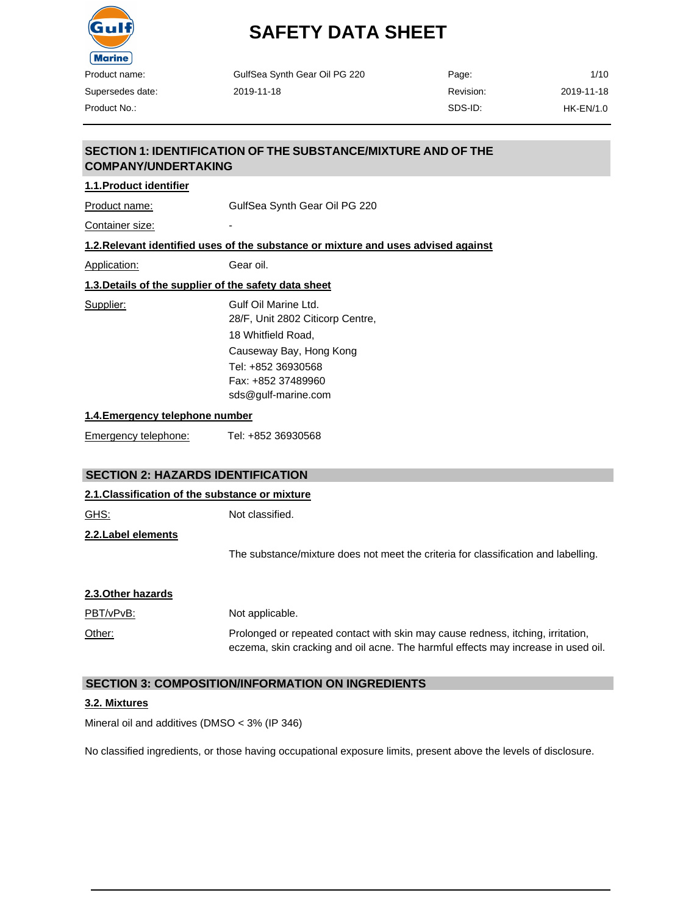# SAFETY DATA SHEET

| Product name: | GulfSea Synth Gear Oil PG 220 | Page: | 1/10 |
|---|---|---|---|
| Supersedes date: | 2019-11-18 | Revision: | 2019-11-18 |
| Product No.: | | SDS-ID: | HK-EN/1.0 |

## SECTION 1: IDENTIFICATION OF THE SUBSTANCE/MIXTURE AND OF THE COMPANY/UNDERTAKING

### 1.1.Product identifier

Product name: GulfSea Synth Gear Oil PG 220

Container size: -

### 1.2.Relevant identified uses of the substance or mixture and uses advised against

Application: Gear oil.

### 1.3.Details of the supplier of the safety data sheet

Supplier: Gulf Oil Marine Ltd.
28/F, Unit 2802 Citicorp Centre,
18 Whitfield Road,
Causeway Bay, Hong Kong
Tel: +852 36930568
Fax: +852 37489960
sds@gulf-marine.com

### 1.4.Emergency telephone number

Emergency telephone: Tel: +852 36930568

## SECTION 2: HAZARDS IDENTIFICATION

### 2.1.Classification of the substance or mixture

GHS: Not classified.

### 2.2.Label elements

The substance/mixture does not meet the criteria for classification and labelling.

### 2.3.Other hazards

PBT/vPvB: Not applicable.

Other: Prolonged or repeated contact with skin may cause redness, itching, irritation, eczema, skin cracking and oil acne. The harmful effects may increase in used oil.

## SECTION 3: COMPOSITION/INFORMATION ON INGREDIENTS

### 3.2. Mixtures

Mineral oil and additives (DMSO < 3% (IP 346)

No classified ingredients, or those having occupational exposure limits, present above the levels of disclosure.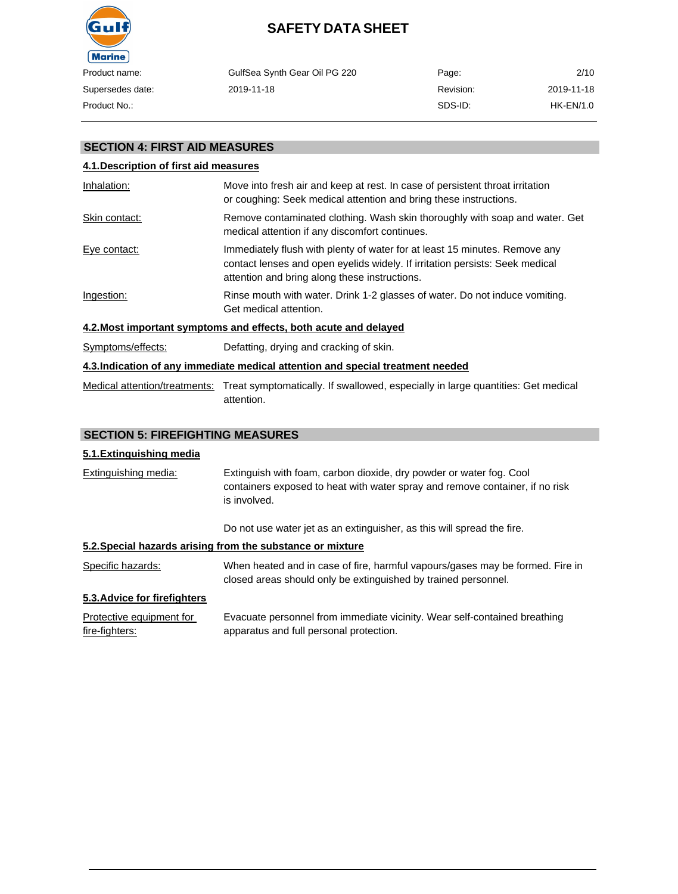## SECTION 4: FIRST AID MEASURES

### 4.1.Description of first aid measures

Inhalation: Move into fresh air and keep at rest. In case of persistent throat irritation or coughing: Seek medical attention and bring these instructions.

Skin contact: Remove contaminated clothing. Wash skin thoroughly with soap and water. Get medical attention if any discomfort continues.

Eye contact: Immediately flush with plenty of water for at least 15 minutes. Remove any contact lenses and open eyelids widely. If irritation persists: Seek medical attention and bring along these instructions.

Ingestion: Rinse mouth with water. Drink 1-2 glasses of water. Do not induce vomiting. Get medical attention.

### 4.2.Most important symptoms and effects, both acute and delayed

Symptoms/effects: Defatting, drying and cracking of skin.

### 4.3.Indication of any immediate medical attention and special treatment needed

Medical attention/treatments: Treat symptomatically. If swallowed, especially in large quantities: Get medical attention.

## SECTION 5: FIREFIGHTING MEASURES

### 5.1.Extinguishing media

Extinguishing media: Extinguish with foam, carbon dioxide, dry powder or water fog. Cool containers exposed to heat with water spray and remove container, if no risk is involved.

Do not use water jet as an extinguisher, as this will spread the fire.

### 5.2.Special hazards arising from the substance or mixture

Specific hazards: When heated and in case of fire, harmful vapours/gases may be formed. Fire in closed areas should only be extinguished by trained personnel.

### 5.3.Advice for firefighters

Protective equipment for fire-fighters: Evacuate personnel from immediate vicinity. Wear self-contained breathing apparatus and full personal protection.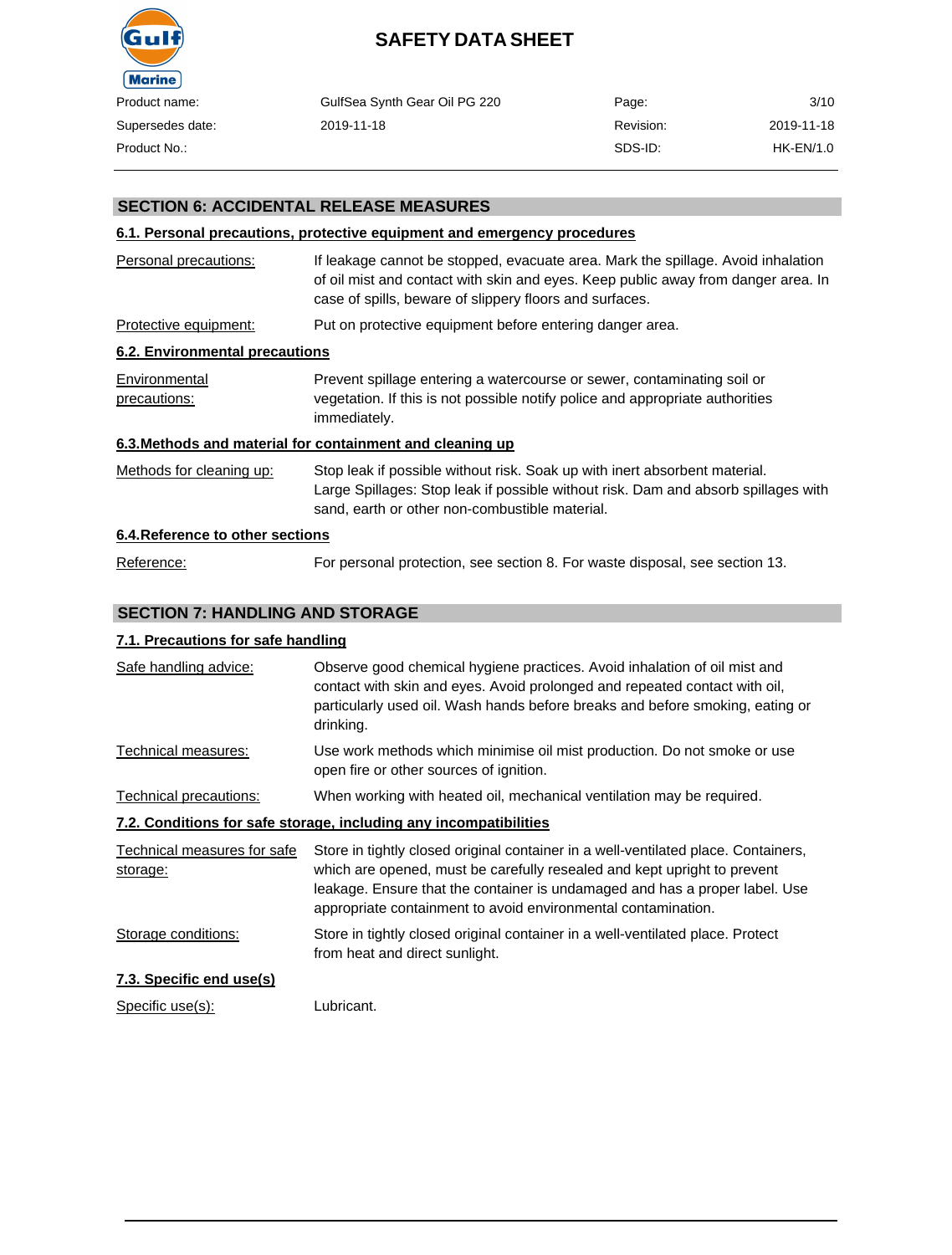## SECTION 6: ACCIDENTAL RELEASE MEASURES

### 6.1. Personal precautions, protective equipment and emergency procedures

| | |
|---|---|
| Personal precautions: | If leakage cannot be stopped, evacuate area. Mark the spillage. Avoid inhalation of oil mist and contact with skin and eyes. Keep public away from danger area. In case of spills, beware of slippery floors and surfaces. |
| Protective equipment: | Put on protective equipment before entering danger area. |

### 6.2. Environmental precautions

| | |
|---|---|
| Environmental precautions: | Prevent spillage entering a watercourse or sewer, contaminating soil or vegetation. If this is not possible notify police and appropriate authorities immediately. |

### 6.3.Methods and material for containment and cleaning up

| | |
|---|---|
| Methods for cleaning up: | Stop leak if possible without risk. Soak up with inert absorbent material. Large Spillages: Stop leak if possible without risk. Dam and absorb spillages with sand, earth or other non-combustible material. |

### 6.4.Reference to other sections

| | |
|---|---|
| Reference: | For personal protection, see section 8. For waste disposal, see section 13. |

## SECTION 7: HANDLING AND STORAGE

### 7.1. Precautions for safe handling

| | |
|---|---|
| Safe handling advice: | Observe good chemical hygiene practices. Avoid inhalation of oil mist and contact with skin and eyes. Avoid prolonged and repeated contact with oil, particularly used oil. Wash hands before breaks and before smoking, eating or drinking. |
| Technical measures: | Use work methods which minimise oil mist production. Do not smoke or use open fire or other sources of ignition. |
| Technical precautions: | When working with heated oil, mechanical ventilation may be required. |

### 7.2. Conditions for safe storage, including any incompatibilities

| | |
|---|---|
| Technical measures for safe storage: | Store in tightly closed original container in a well-ventilated place. Containers, which are opened, must be carefully resealed and kept upright to prevent leakage. Ensure that the container is undamaged and has a proper label. Use appropriate containment to avoid environmental contamination. |
| Storage conditions: | Store in tightly closed original container in a well-ventilated place. Protect from heat and direct sunlight. |

### 7.3. Specific end use(s)

| | |
|---|---|
| Specific use(s): | Lubricant. |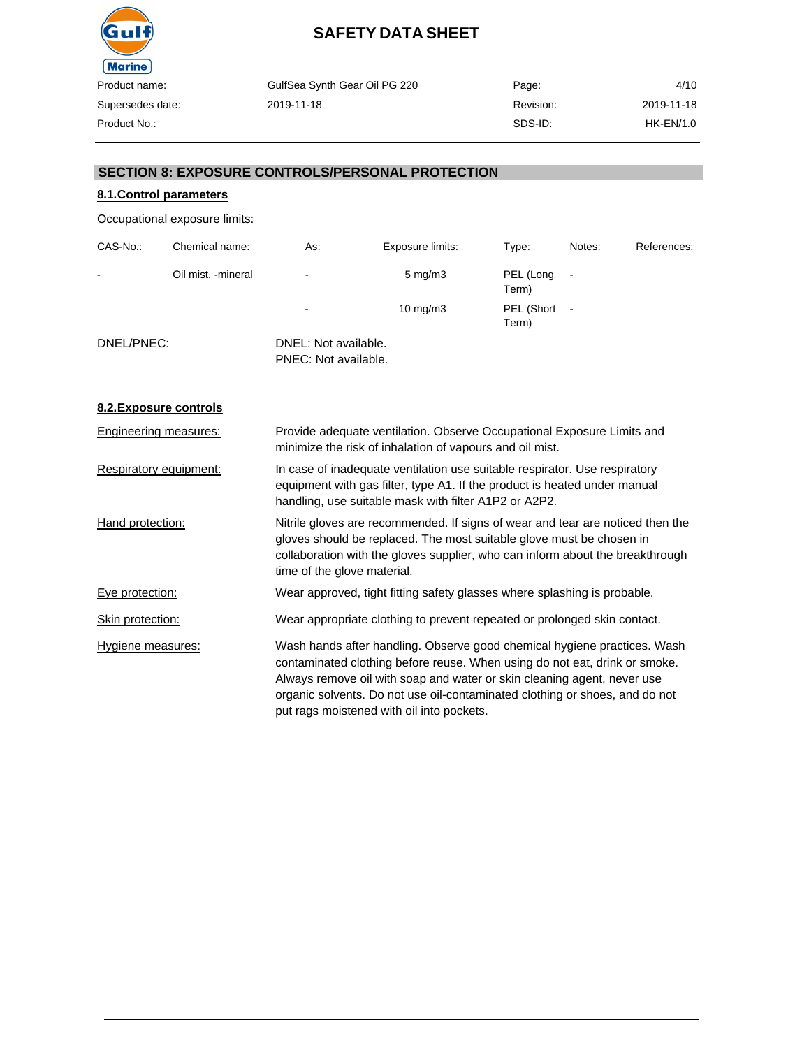## SECTION 8: EXPOSURE CONTROLS/PERSONAL PROTECTION

### 8.1.Control parameters

Occupational exposure limits:

| CAS-No.: | Chemical name: | As: | Exposure limits: | Type: | Notes: | References: |
|---|---|---|---|---|---|---|
| - | Oil mist, -mineral | - | 5 mg/m3 | PEL (Long Term) | - | |
| | | - | 10 mg/m3 | PEL (Short Term) | - | |

DNEL/PNEC:

DNEL: Not available.
PNEC: Not available.

### 8.2.Exposure controls

**Engineering measures:** Provide adequate ventilation. Observe Occupational Exposure Limits and minimize the risk of inhalation of vapours and oil mist.

**Respiratory equipment:** In case of inadequate ventilation use suitable respirator. Use respiratory equipment with gas filter, type A1. If the product is heated under manual handling, use suitable mask with filter A1P2 or A2P2.

**Hand protection:** Nitrile gloves are recommended. If signs of wear and tear are noticed then the gloves should be replaced. The most suitable glove must be chosen in collaboration with the gloves supplier, who can inform about the breakthrough time of the glove material.

**Eye protection:** Wear approved, tight fitting safety glasses where splashing is probable.

**Skin protection:** Wear appropriate clothing to prevent repeated or prolonged skin contact.

**Hygiene measures:** Wash hands after handling. Observe good chemical hygiene practices. Wash contaminated clothing before reuse. When using do not eat, drink or smoke. Always remove oil with soap and water or skin cleaning agent, never use organic solvents. Do not use oil-contaminated clothing or shoes, and do not put rags moistened with oil into pockets.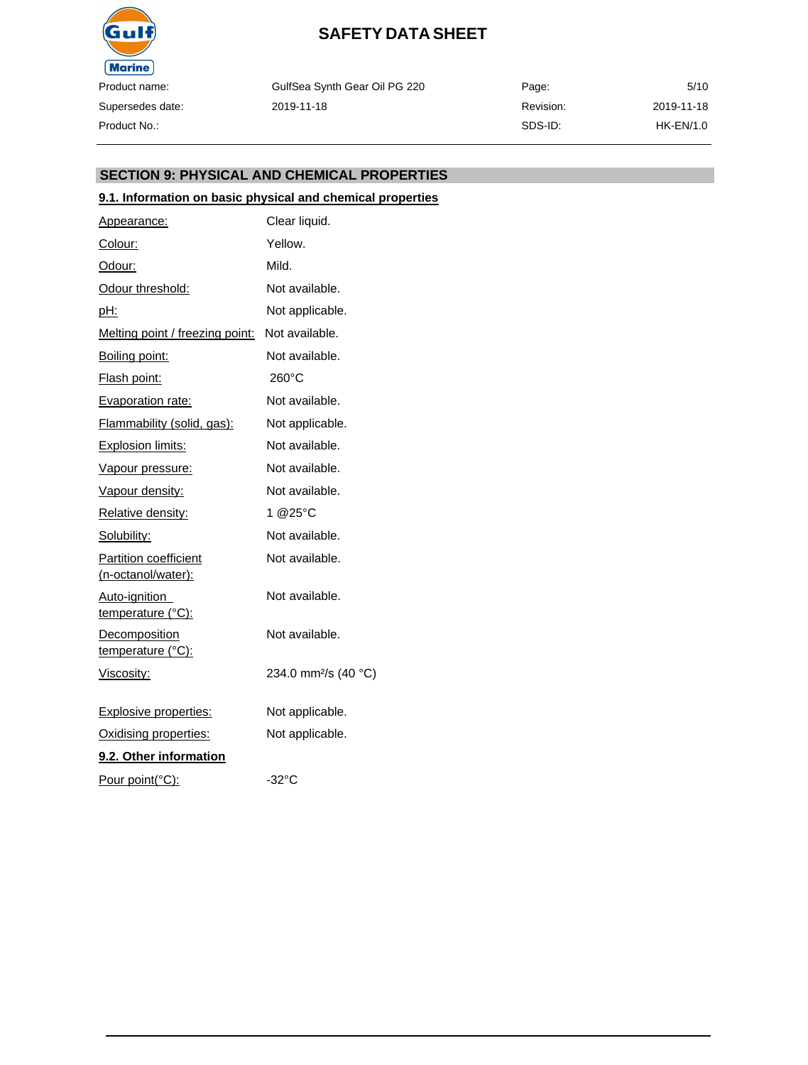## SECTION 9: PHYSICAL AND CHEMICAL PROPERTIES

### 9.1. Information on basic physical and chemical properties

| | |
|---|---|
| Appearance: | Clear liquid. |
| Colour: | Yellow. |
| Odour: | Mild. |
| Odour threshold: | Not available. |
| pH: | Not applicable. |
| Melting point / freezing point: | Not available. |
| Boiling point: | Not available. |
| Flash point: | 260°C |
| Evaporation rate: | Not available. |
| Flammability (solid, gas): | Not applicable. |
| Explosion limits: | Not available. |
| Vapour pressure: | Not available. |
| Vapour density: | Not available. |
| Relative density: | 1 @25°C |
| Solubility: | Not available. |
| Partition coefficient (n-octanol/water): | Not available. |
| Auto-ignition temperature (°C): | Not available. |
| Decomposition temperature (°C): | Not available. |
| Viscosity: | 234.0 $mm^2/s$ (40 °C) |
| Explosive properties: | Not applicable. |
| Oxidising properties: | Not applicable. |

### 9.2. Other information

| | |
|---|---|
| Pour point(°C): | -32°C |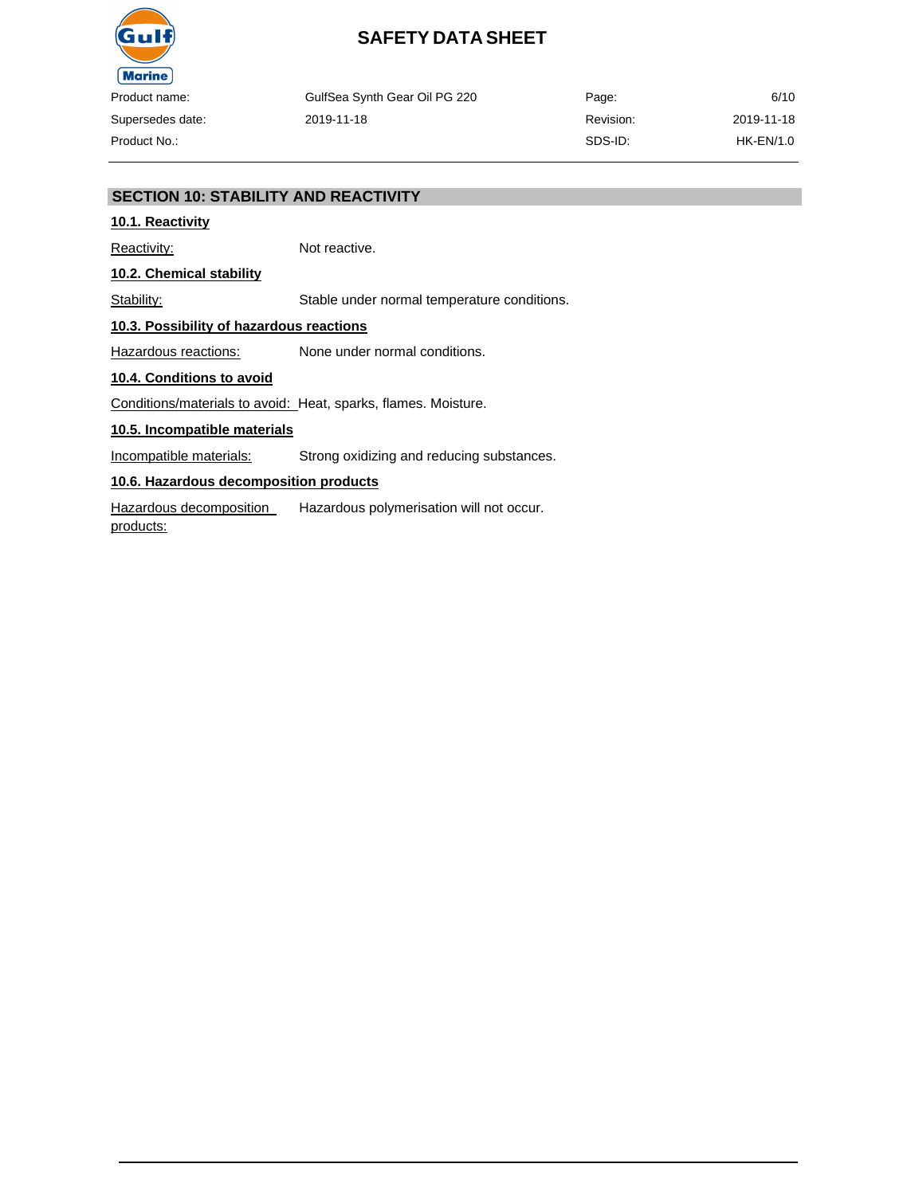## SECTION 10: STABILITY AND REACTIVITY

### 10.1. Reactivity

Reactivity: Not reactive.

### 10.2. Chemical stability

Stability: Stable under normal temperature conditions.

### 10.3. Possibility of hazardous reactions

Hazardous reactions: None under normal conditions.

### 10.4. Conditions to avoid

Conditions/materials to avoid: Heat, sparks, flames. Moisture.

### 10.5. Incompatible materials

Incompatible materials: Strong oxidizing and reducing substances.

### 10.6. Hazardous decomposition products

Hazardous decomposition products: Hazardous polymerisation will not occur.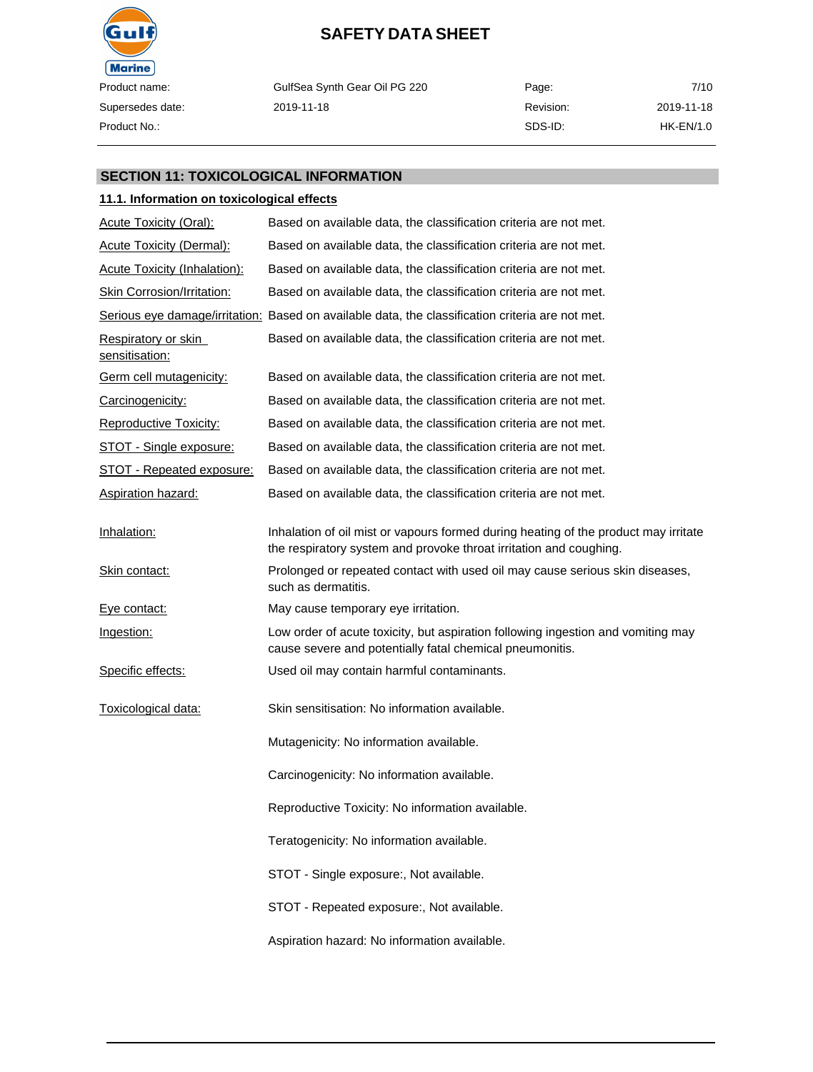## SECTION 11: TOXICOLOGICAL INFORMATION

### 11.1. Information on toxicological effects

| | |
|---|---|
| Acute Toxicity (Oral): | Based on available data, the classification criteria are not met. |
| Acute Toxicity (Dermal): | Based on available data, the classification criteria are not met. |
| Acute Toxicity (Inhalation): | Based on available data, the classification criteria are not met. |
| Skin Corrosion/Irritation: | Based on available data, the classification criteria are not met. |
| Serious eye damage/irritation: | Based on available data, the classification criteria are not met. |
| Respiratory or skin sensitisation: | Based on available data, the classification criteria are not met. |
| Germ cell mutagenicity: | Based on available data, the classification criteria are not met. |
| Carcinogenicity: | Based on available data, the classification criteria are not met. |
| Reproductive Toxicity: | Based on available data, the classification criteria are not met. |
| STOT - Single exposure: | Based on available data, the classification criteria are not met. |
| STOT - Repeated exposure: | Based on available data, the classification criteria are not met. |
| Aspiration hazard: | Based on available data, the classification criteria are not met. |

| | |
|---|---|
| Inhalation: | Inhalation of oil mist or vapours formed during heating of the product may irritate the respiratory system and provoke throat irritation and coughing. |
| Skin contact: | Prolonged or repeated contact with used oil may cause serious skin diseases, such as dermatitis. |
| Eye contact: | May cause temporary eye irritation. |
| Ingestion: | Low order of acute toxicity, but aspiration following ingestion and vomiting may cause severe and potentially fatal chemical pneumonitis. |
| Specific effects: | Used oil may contain harmful contaminants. |

Toxicological data:

Skin sensitisation: No information available.

Mutagenicity: No information available.

Carcinogenicity: No information available.

Reproductive Toxicity: No information available.

Teratogenicity: No information available.

STOT - Single exposure:, Not available.

STOT - Repeated exposure:, Not available.

Aspiration hazard: No information available.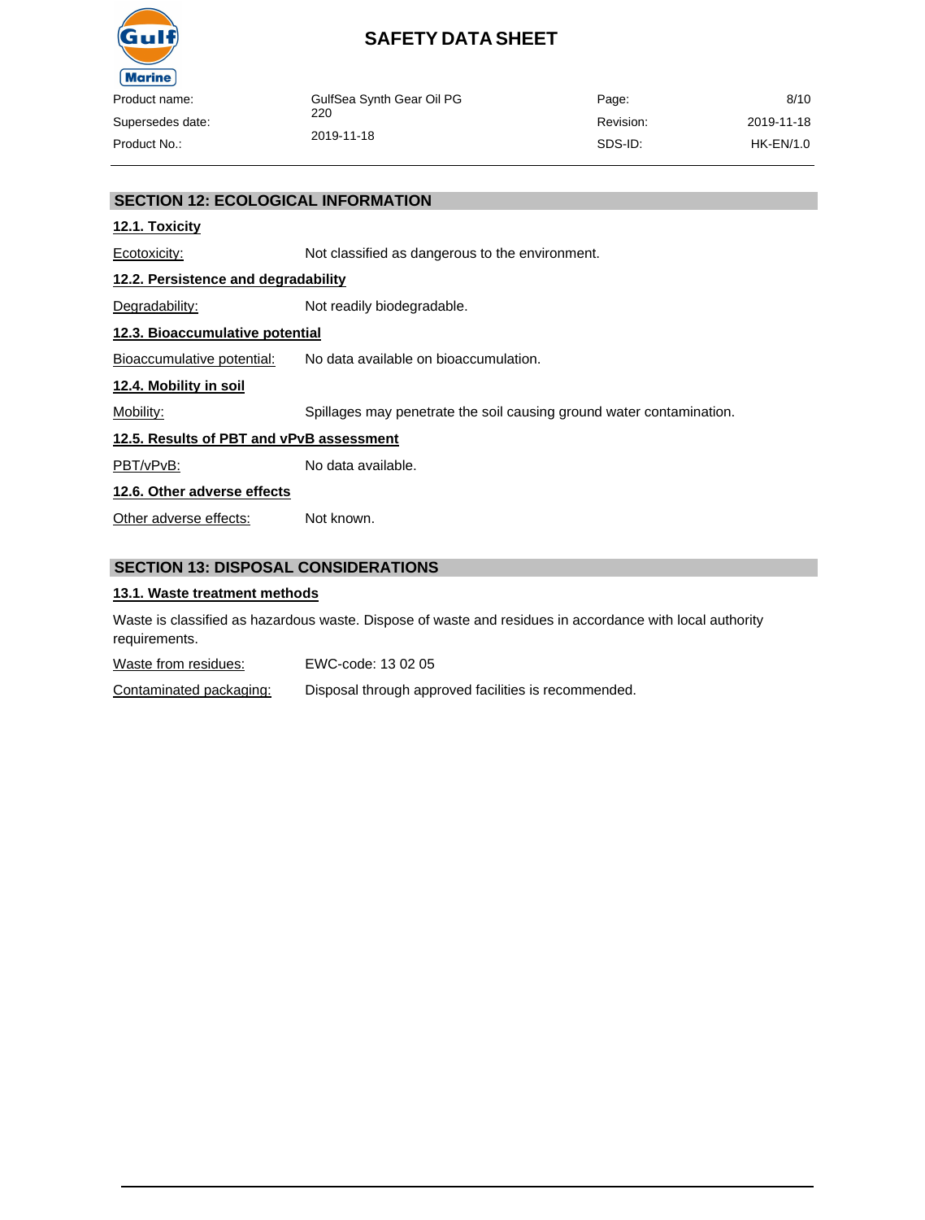## SECTION 12: ECOLOGICAL INFORMATION

### 12.1. Toxicity

Ecotoxicity: Not classified as dangerous to the environment.

### 12.2. Persistence and degradability

Degradability: Not readily biodegradable.

### 12.3. Bioaccumulative potential

Bioaccumulative potential: No data available on bioaccumulation.

### 12.4. Mobility in soil

Mobility: Spillages may penetrate the soil causing ground water contamination.

### 12.5. Results of PBT and vPvB assessment

PBT/vPvB: No data available.

### 12.6. Other adverse effects

Other adverse effects: Not known.

## SECTION 13: DISPOSAL CONSIDERATIONS

### 13.1. Waste treatment methods

Waste is classified as hazardous waste. Dispose of waste and residues in accordance with local authority requirements.

Waste from residues: EWC-code: 13 02 05

Contaminated packaging: Disposal through approved facilities is recommended.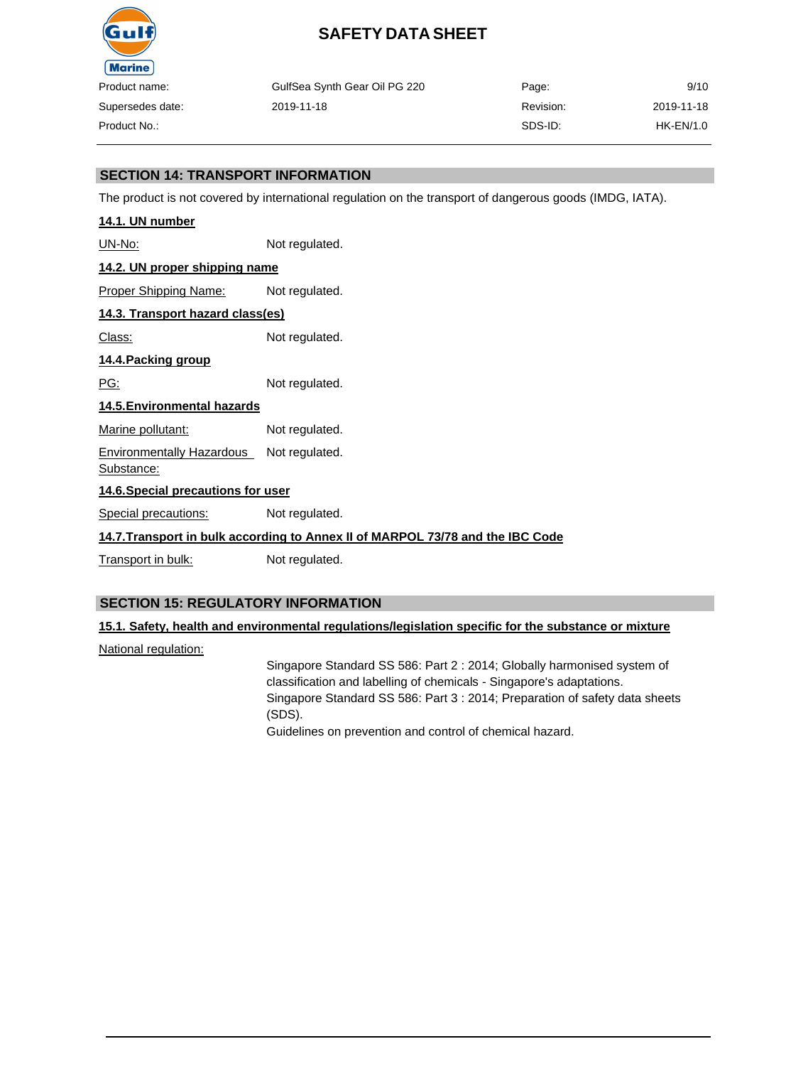## SECTION 14: TRANSPORT INFORMATION

The product is not covered by international regulation on the transport of dangerous goods (IMDG, IATA).

**14.1. UN number**

| | |
|---|---|
| UN-No: | Not regulated. |

**14.2. UN proper shipping name**

| | |
|---|---|
| Proper Shipping Name: | Not regulated. |

**14.3. Transport hazard class(es)**

| | |
|---|---|
| Class: | Not regulated. |

**14.4.Packing group**

| | |
|---|---|
| PG: | Not regulated. |

**14.5.Environmental hazards**

| | |
|---|---|
| Marine pollutant: | Not regulated. |
| Environmentally Hazardous Substance: | Not regulated. |

**14.6.Special precautions for user**

| | |
|---|---|
| Special precautions: | Not regulated. |

**14.7.Transport in bulk according to Annex II of MARPOL 73/78 and the IBC Code**

| | |
|---|---|
| Transport in bulk: | Not regulated. |

## SECTION 15: REGULATORY INFORMATION

**15.1. Safety, health and environmental regulations/legislation specific for the substance or mixture**

National regulation:

Singapore Standard SS 586: Part 2 : 2014; Globally harmonised system of classification and labelling of chemicals - Singapore's adaptations.
Singapore Standard SS 586: Part 3 : 2014; Preparation of safety data sheets (SDS).
Guidelines on prevention and control of chemical hazard.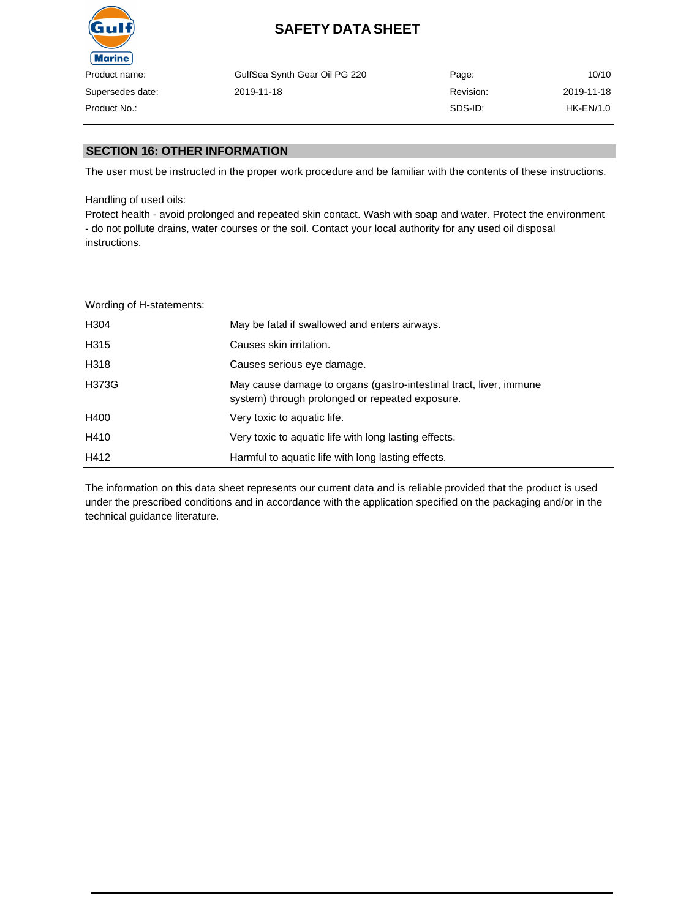## SECTION 16: OTHER INFORMATION

The user must be instructed in the proper work procedure and be familiar with the contents of these instructions.

Handling of used oils:
Protect health - avoid prolonged and repeated skin contact. Wash with soap and water. Protect the environment - do not pollute drains, water courses or the soil. Contact your local authority for any used oil disposal instructions.

Wording of H-statements:

| | |
|---|---|
| H304 | May be fatal if swallowed and enters airways. |
| H315 | Causes skin irritation. |
| H318 | Causes serious eye damage. |
| H373G | May cause damage to organs (gastro-intestinal tract, liver, immune system) through prolonged or repeated exposure. |
| H400 | Very toxic to aquatic life. |
| H410 | Very toxic to aquatic life with long lasting effects. |
| H412 | Harmful to aquatic life with long lasting effects. |

The information on this data sheet represents our current data and is reliable provided that the product is used under the prescribed conditions and in accordance with the application specified on the packaging and/or in the technical guidance literature.